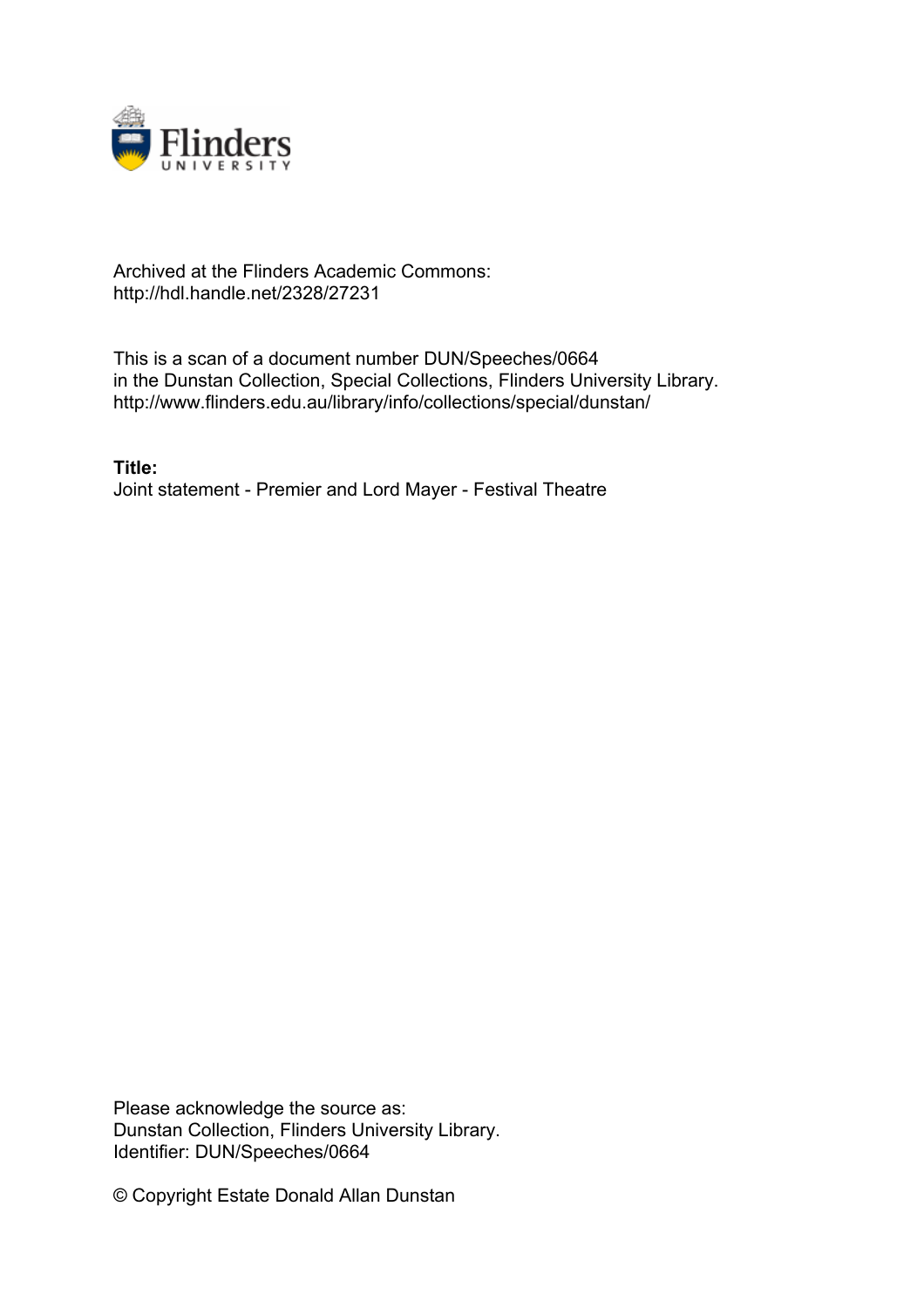Archived at the Flinders Academic Commons:
http://hdl.handle.net/2328/27231

This is a scan of a document number DUN/Speeches/0664
in the Dunstan Collection, Special Collections, Flinders University Library.
http://www.flinders.edu.au/library/info/collections/special/dunstan/

**Title:**
Joint statement - Premier and Lord Mayer - Festival Theatre

Please acknowledge the source as:
Dunstan Collection, Flinders University Library.
Identifier: DUN/Speeches/0664

© Copyright Estate Donald Allan Dunstan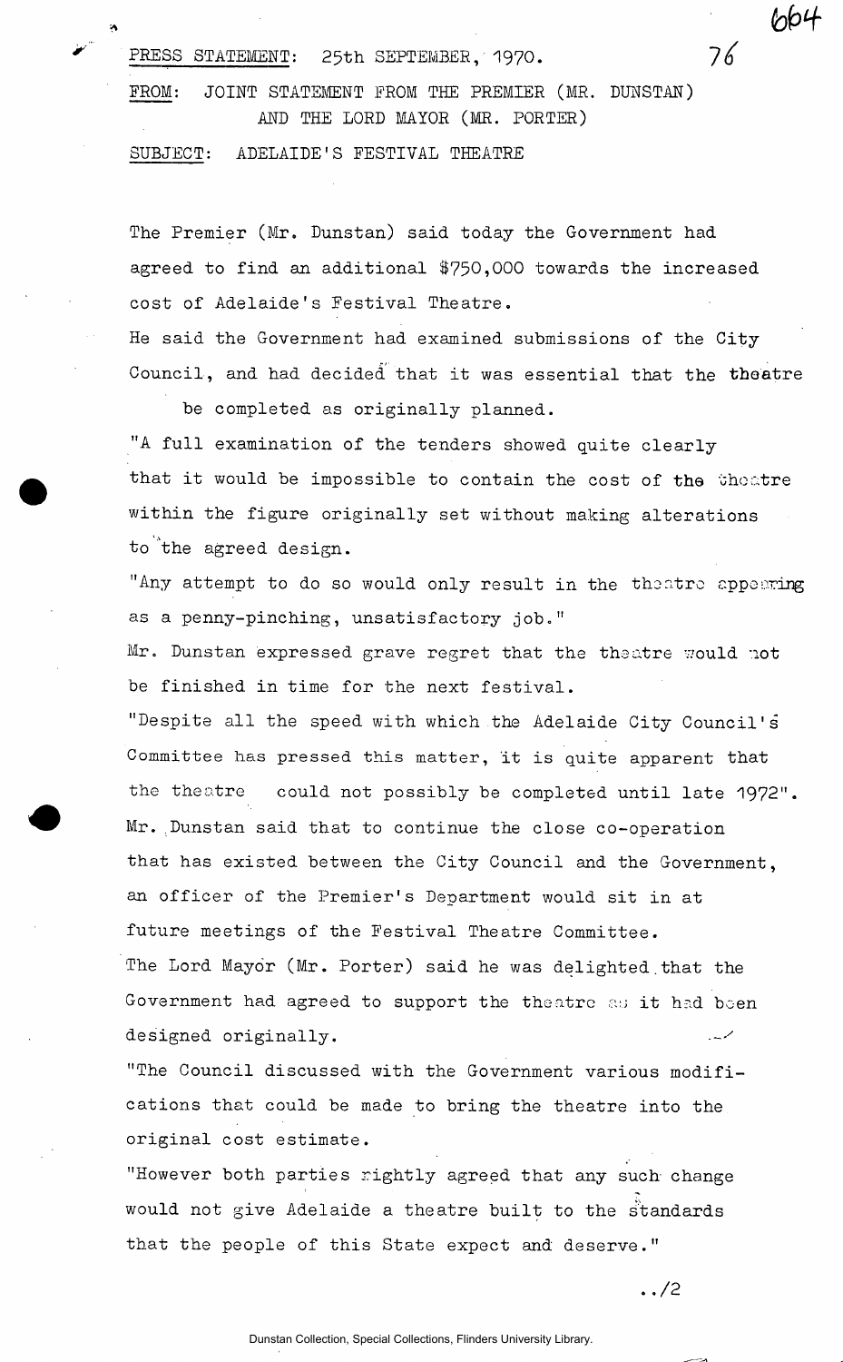PRESS STATEMENT: 25th SEPTEMBER, 1970.

FROM: JOINT STATEMENT FROM THE PREMIER (MR. DUNSTAN) AND THE LORD MAYOR (MR. PORTER)

SUBJECT: ADELAIDE'S FESTIVAL THEATRE

The Premier (Mr. Dunstan) said today the Government had agreed to find an additional $750,000 towards the increased cost of Adelaide's Festival Theatre.

He said the Government had examined submissions of the City Council, and had decided that it was essential that the theatre be completed as originally planned.

"A full examination of the tenders showed quite clearly that it would be impossible to contain the cost of the theatre within the figure originally set without making alterations to the agreed design.

"Any attempt to do so would only result in the theatre appearing as a penny-pinching, unsatisfactory job."

Mr. Dunstan expressed grave regret that the theatre would not be finished in time for the next festival.

"Despite all the speed with which the Adelaide City Council's Committee has pressed this matter, it is quite apparent that the theatre could not possibly be completed until late 1972".

Mr. Dunstan said that to continue the close co-operation that has existed between the City Council and the Government, an officer of the Premier's Department would sit in at future meetings of the Festival Theatre Committee.

The Lord Mayor (Mr. Porter) said he was delighted that the Government had agreed to support the theatre as it had been designed originally.

"The Council discussed with the Government various modifications that could be made to bring the theatre into the original cost estimate.

"However both parties rightly agreed that any such change would not give Adelaide a theatre built to the standards that the people of this State expect and deserve."

../2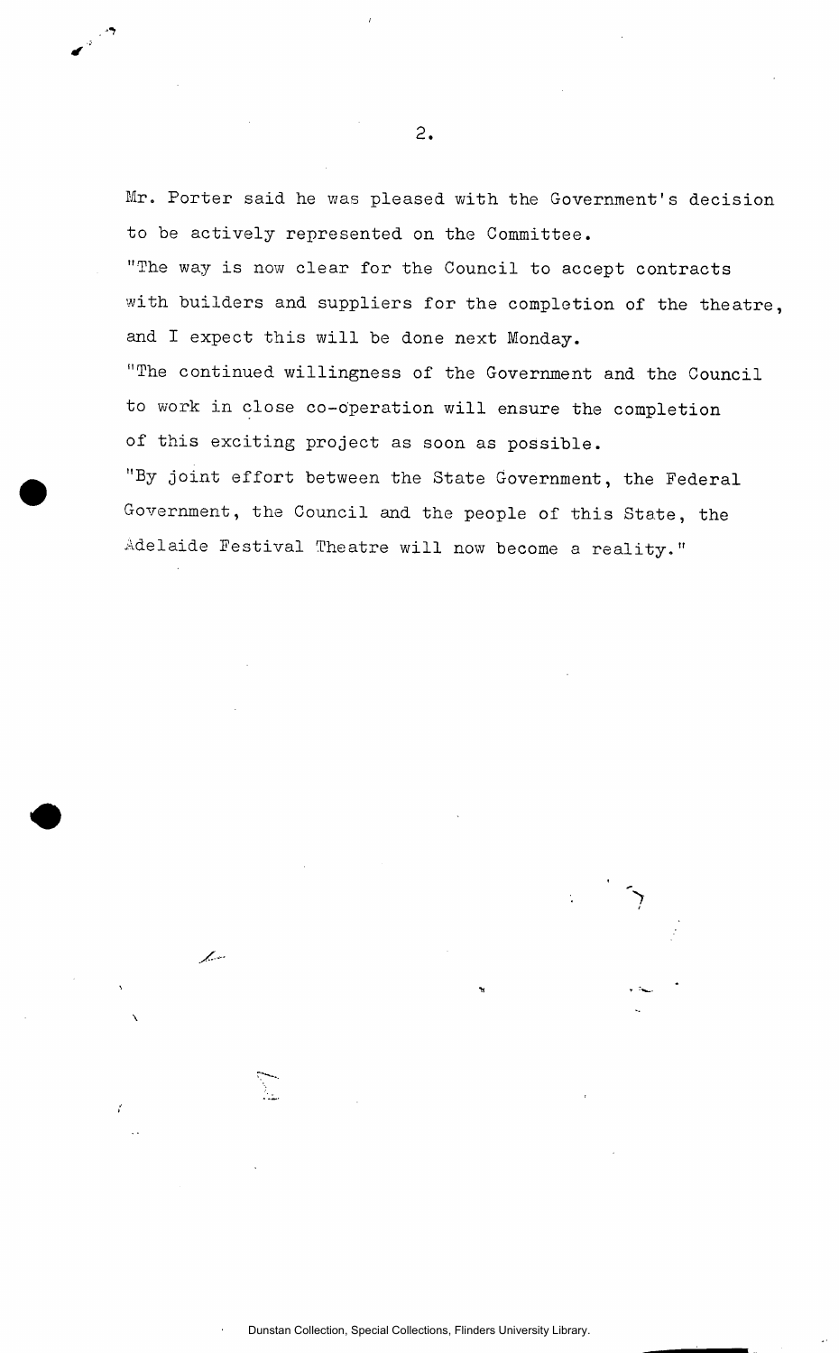Mr. Porter said he was pleased with the Government's decision to be actively represented on the Committee.

"The way is now clear for the Council to accept contracts with builders and suppliers for the completion of the theatre, and I expect this will be done next Monday.

"The continued willingness of the Government and the Council to work in close co-operation will ensure the completion of this exciting project as soon as possible.

"By joint effort between the State Government, the Federal Government, the Council and the people of this State, the Adelaide Festival Theatre will now become a reality."

Dunstan Collection, Special Collections, Flinders University Library.